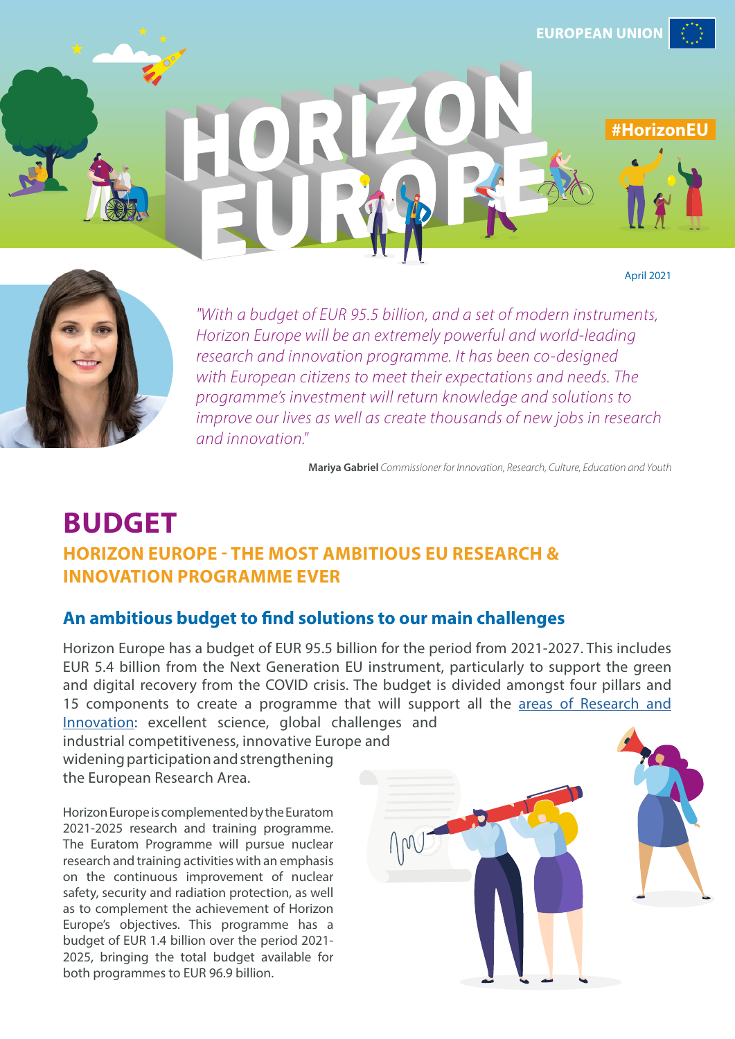EUROPEAN UNION

# HORIZON EUROPE

#HorizonEU

April 2021

*"With a budget of EUR 95.5 billion, and a set of modern instruments, Horizon Europe will be an extremely powerful and world-leading research and innovation programme. It has been co-designed with European citizens to meet their expectations and needs. The programme's investment will return knowledge and solutions to improve our lives as well as create thousands of new jobs in research and innovation."*

**Mariya Gabriel** *Commissioner for Innovation, Research, Culture, Education and Youth*

# BUDGET

## HORIZON EUROPE - THE MOST AMBITIOUS EU RESEARCH & INNOVATION PROGRAMME EVER

### An ambitious budget to find solutions to our main challenges

Horizon Europe has a budget of EUR 95.5 billion for the period from 2021-2027. This includes EUR 5.4 billion from the Next Generation EU instrument, particularly to support the green and digital recovery from the COVID crisis. The budget is divided amongst four pillars and 15 components to create a programme that will support all the areas of Research and Innovation: excellent science, global challenges and industrial competitiveness, innovative Europe and widening participation and strengthening the European Research Area.

Horizon Europe is complemented by the Euratom 2021-2025 research and training programme. The Euratom Programme will pursue nuclear research and training activities with an emphasis on the continuous improvement of nuclear safety, security and radiation protection, as well as to complement the achievement of Horizon Europe's objectives. This programme has a budget of EUR 1.4 billion over the period 2021-2025, bringing the total budget available for both programmes to EUR 96.9 billion.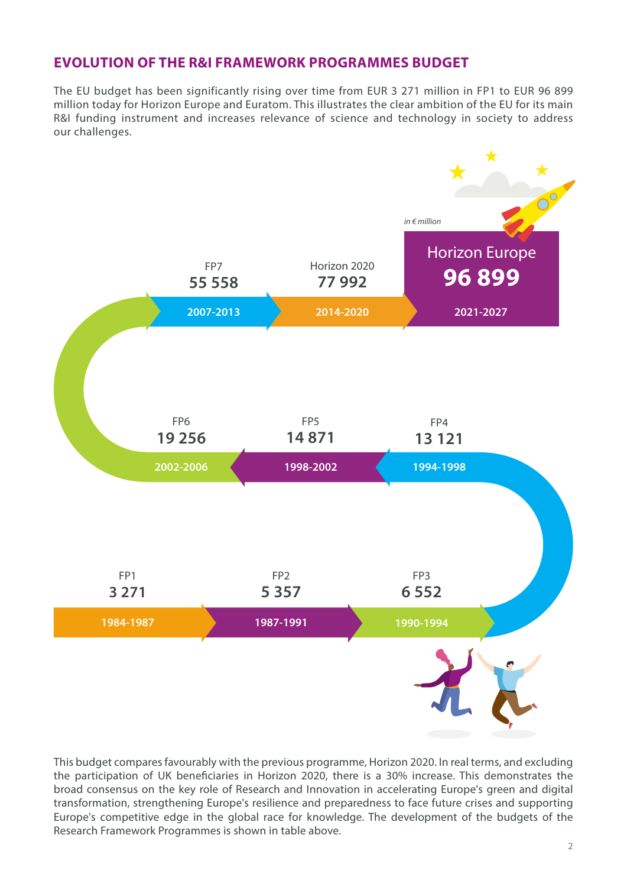## EVOLUTION OF THE R&I FRAMEWORK PROGRAMMES BUDGET

The EU budget has been significantly rising over time from EUR 3 271 million in FP1 to EUR 96 899 million today for Horizon Europe and Euratom. This illustrates the clear ambition of the EU for its main R&I funding instrument and increases relevance of science and technology in society to address our challenges.

*in € million*

| Programme | Period | Budget |
|---|---|---|
| FP1 | 1984-1987 | 3 271 |
| FP2 | 1987-1991 | 5 357 |
| FP3 | 1990-1994 | 6 552 |
| FP4 | 1994-1998 | 13 121 |
| FP5 | 1998-2002 | 14 871 |
| FP6 | 2002-2006 | 19 256 |
| FP7 | 2007-2013 | 55 558 |
| Horizon 2020 | 2014-2020 | 77 992 |
| Horizon Europe | 2021-2027 | 96 899 |

This budget compares favourably with the previous programme, Horizon 2020. In real terms, and excluding the participation of UK beneficiaries in Horizon 2020, there is a 30% increase. This demonstrates the broad consensus on the key role of Research and Innovation in accelerating Europe's green and digital transformation, strengthening Europe's resilience and preparedness to face future crises and supporting Europe's competitive edge in the global race for knowledge. The development of the budgets of the Research Framework Programmes is shown in table above.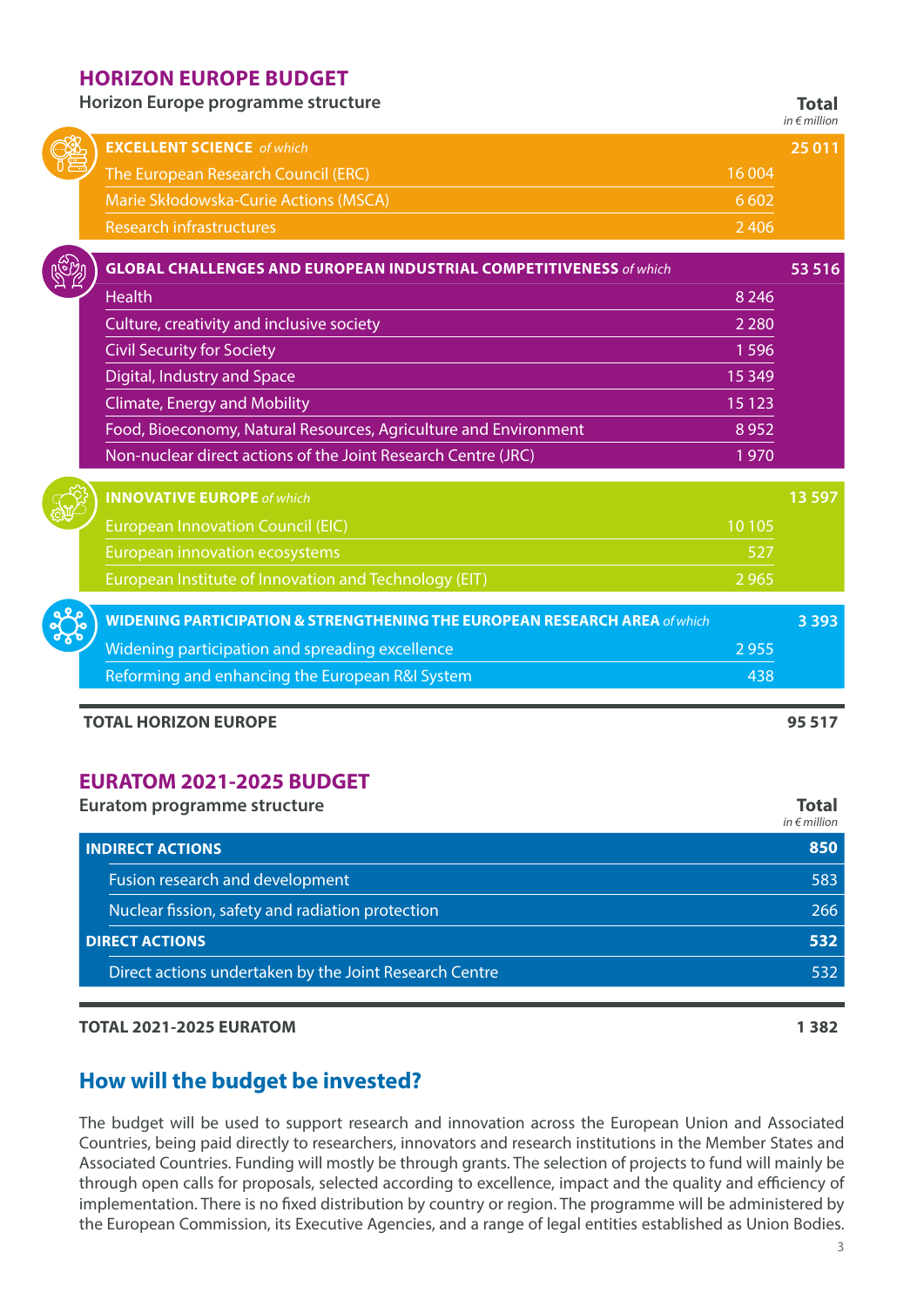## HORIZON EUROPE BUDGET

| Horizon Europe programme structure | | Total *in € million* |
|---|---|---|
| **EXCELLENT SCIENCE** *of which* | | **25 011** |
| The European Research Council (ERC) | 16 004 | |
| Marie Skłodowska-Curie Actions (MSCA) | 6 602 | |
| Research infrastructures | 2 406 | |
| **GLOBAL CHALLENGES AND EUROPEAN INDUSTRIAL COMPETITIVENESS** *of which* | | **53 516** |
| Health | 8 246 | |
| Culture, creativity and inclusive society | 2 280 | |
| Civil Security for Society | 1 596 | |
| Digital, Industry and Space | 15 349 | |
| Climate, Energy and Mobility | 15 123 | |
| Food, Bioeconomy, Natural Resources, Agriculture and Environment | 8 952 | |
| Non-nuclear direct actions of the Joint Research Centre (JRC) | 1 970 | |
| **INNOVATIVE EUROPE** *of which* | | **13 597** |
| European Innovation Council (EIC) | 10 105 | |
| European innovation ecosystems | 527 | |
| European Institute of Innovation and Technology (EIT) | 2 965 | |
| **WIDENING PARTICIPATION & STRENGTHENING THE EUROPEAN RESEARCH AREA** *of which* | | **3 393** |
| Widening participation and spreading excellence | 2 955 | |
| Reforming and enhancing the European R&I System | 438 | |
| **TOTAL HORIZON EUROPE** | | **95 517** |

## EURATOM 2021-2025 BUDGET

| Euratom programme structure | Total *in € million* |
|---|---|
| **INDIRECT ACTIONS** | **850** |
| Fusion research and development | 583 |
| Nuclear fission, safety and radiation protection | 266 |
| **DIRECT ACTIONS** | **532** |
| Direct actions undertaken by the Joint Research Centre | 532 |
| **TOTAL 2021-2025 EURATOM** | **1 382** |

## How will the budget be invested?

The budget will be used to support research and innovation across the European Union and Associated Countries, being paid directly to researchers, innovators and research institutions in the Member States and Associated Countries. Funding will mostly be through grants. The selection of projects to fund will mainly be through open calls for proposals, selected according to excellence, impact and the quality and efficiency of implementation. There is no fixed distribution by country or region. The programme will be administered by the European Commission, its Executive Agencies, and a range of legal entities established as Union Bodies.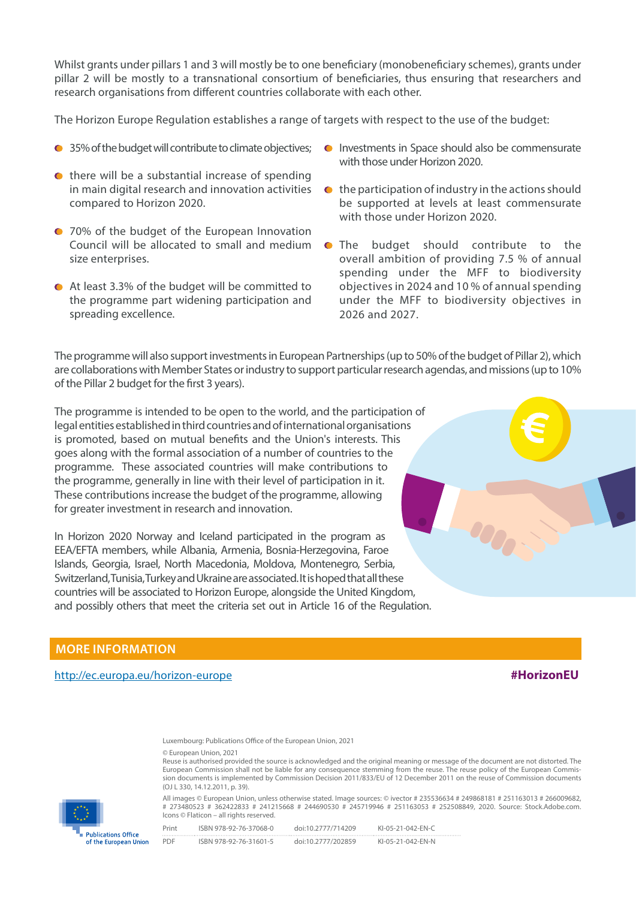Whilst grants under pillars 1 and 3 will mostly be to one beneficiary (monobeneficiary schemes), grants under pillar 2 will be mostly to a transnational consortium of beneficiaries, thus ensuring that researchers and research organisations from different countries collaborate with each other.

The Horizon Europe Regulation establishes a range of targets with respect to the use of the budget:

- 35% of the budget will contribute to climate objectives;
- there will be a substantial increase of spending in main digital research and innovation activities compared to Horizon 2020.
- 70% of the budget of the European Innovation Council will be allocated to small and medium size enterprises.
- At least 3.3% of the budget will be committed to the programme part widening participation and spreading excellence.
- Investments in Space should also be commensurate with those under Horizon 2020.
- the participation of industry in the actions should be supported at levels at least commensurate with those under Horizon 2020.
- The budget should contribute to the overall ambition of providing 7.5 % of annual spending under the MFF to biodiversity objectives in 2024 and 10 % of annual spending under the MFF to biodiversity objectives in 2026 and 2027.

The programme will also support investments in European Partnerships (up to 50% of the budget of Pillar 2), which are collaborations with Member States or industry to support particular research agendas, and missions (up to 10% of the Pillar 2 budget for the first 3 years).

The programme is intended to be open to the world, and the participation of legal entities established in third countries and of international organisations is promoted, based on mutual benefits and the Union's interests. This goes along with the formal association of a number of countries to the programme. These associated countries will make contributions to the programme, generally in line with their level of participation in it. These contributions increase the budget of the programme, allowing for greater investment in research and innovation.

In Horizon 2020 Norway and Iceland participated in the program as EEA/EFTA members, while Albania, Armenia, Bosnia-Herzegovina, Faroe Islands, Georgia, Israel, North Macedonia, Moldova, Montenegro, Serbia, Switzerland, Tunisia, Turkey and Ukraine are associated. It is hoped that all these countries will be associated to Horizon Europe, alongside the United Kingdom, and possibly others that meet the criteria set out in Article 16 of the Regulation.

## MORE INFORMATION

http://ec.europa.eu/horizon-europe

**#HorizonEU**

Luxembourg: Publications Office of the European Union, 2021

© European Union, 2021

Reuse is authorised provided the source is acknowledged and the original meaning or message of the document are not distorted. The European Commission shall not be liable for any consequence stemming from the reuse. The reuse policy of the European Commission documents is implemented by Commission Decision 2011/833/EU of 12 December 2011 on the reuse of Commission documents (OJ L 330, 14.12.2011, p. 39).

All images © European Union, unless otherwise stated. Image sources: © ivector # 235536634 # 249868181 # 251163013 # 266009682, # 273480523 # 362422833 # 241215668 # 244690530 # 245719946 # 251163053 # 252508849, 2020. Source: Stock.Adobe.com. Icons © Flaticon – all rights reserved.

| | | | |
|---|---|---|---|
| Print | ISBN 978-92-76-37068-0 | doi:10.2777/714209 | KI-05-21-042-EN-C |
| PDF | ISBN 978-92-76-31601-5 | doi:10.2777/202859 | KI-05-21-042-EN-N |

Publications Office of the European Union